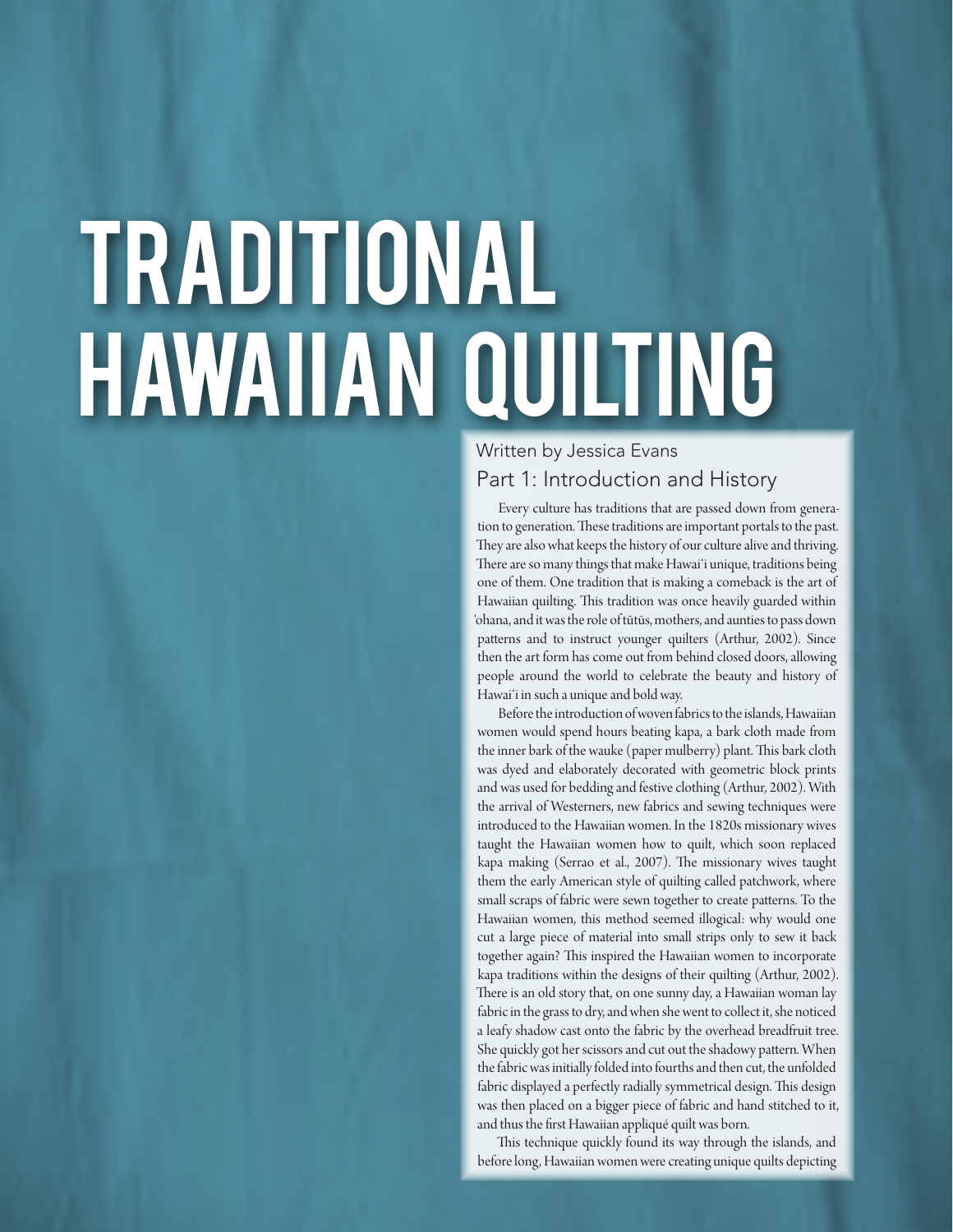# TRADITIONAL HAWAIIAN QUILTING

Written by Jessica Evans

## Part 1: Introduction and History

Every culture has traditions that are passed down from generation to generation. These traditions are important portals to the past. They are also what keeps the history of our culture alive and thriving. There are so many things that make Hawaiʻi unique, traditions being one of them. One tradition that is making a comeback is the art of Hawaiian quilting. This tradition was once heavily guarded within ʻohana, and it was the role of tūtūs, mothers, and aunties to pass down patterns and to instruct younger quilters (Arthur, 2002). Since then the art form has come out from behind closed doors, allowing people around the world to celebrate the beauty and history of Hawaiʻi in such a unique and bold way.

Before the introduction of woven fabrics to the islands, Hawaiian women would spend hours beating kapa, a bark cloth made from the inner bark of the wauke (paper mulberry) plant. This bark cloth was dyed and elaborately decorated with geometric block prints and was used for bedding and festive clothing (Arthur, 2002). With the arrival of Westerners, new fabrics and sewing techniques were introduced to the Hawaiian women. In the 1820s missionary wives taught the Hawaiian women how to quilt, which soon replaced kapa making (Serrao et al., 2007). The missionary wives taught them the early American style of quilting called patchwork, where small scraps of fabric were sewn together to create patterns. To the Hawaiian women, this method seemed illogical: why would one cut a large piece of material into small strips only to sew it back together again? This inspired the Hawaiian women to incorporate kapa traditions within the designs of their quilting (Arthur, 2002). There is an old story that, on one sunny day, a Hawaiian woman lay fabric in the grass to dry, and when she went to collect it, she noticed a leafy shadow cast onto the fabric by the overhead breadfruit tree. She quickly got her scissors and cut out the shadowy pattern. When the fabric was initially folded into fourths and then cut, the unfolded fabric displayed a perfectly radially symmetrical design. This design was then placed on a bigger piece of fabric and hand stitched to it, and thus the first Hawaiian appliqué quilt was born.

This technique quickly found its way through the islands, and before long, Hawaiian women were creating unique quilts depicting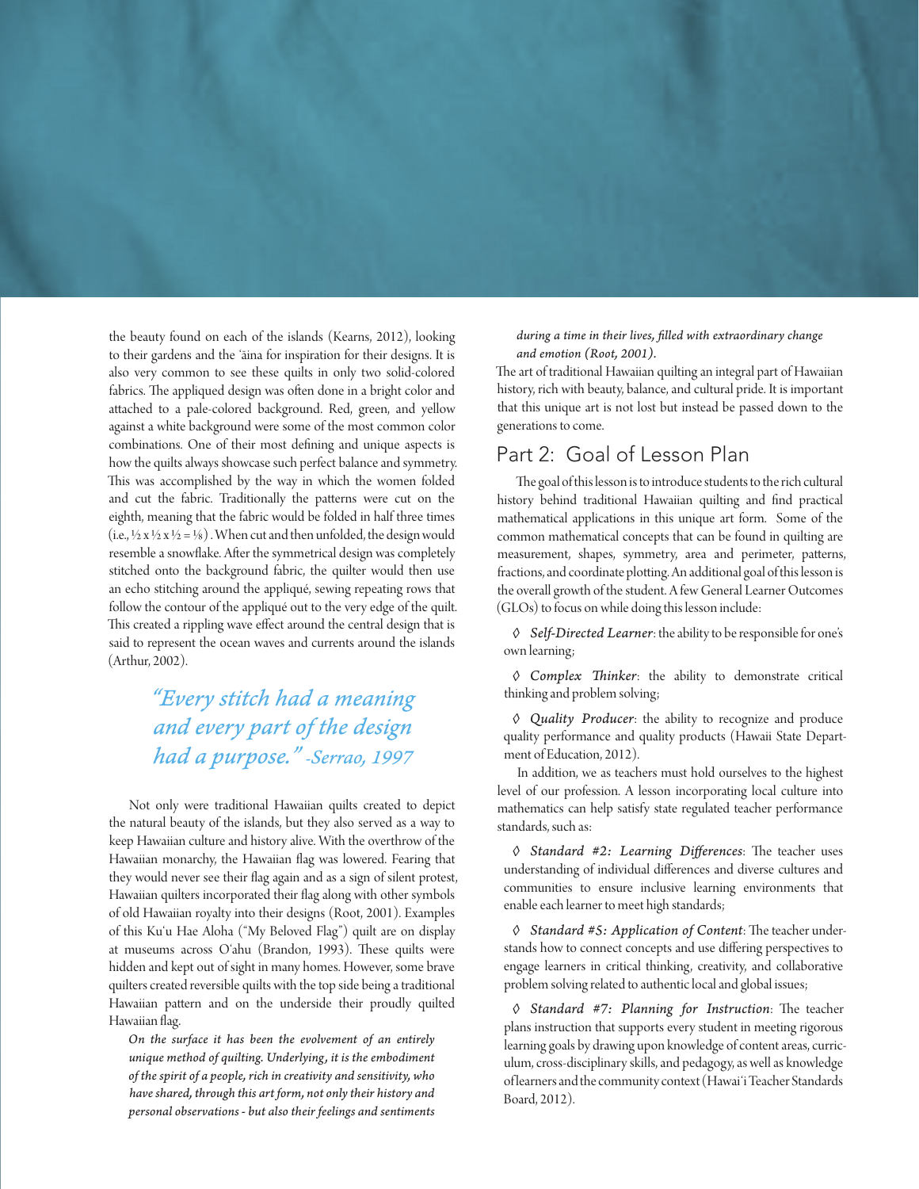the beauty found on each of the islands (Kearns, 2012), looking to their gardens and the ʻāina for inspiration for their designs. It is also very common to see these quilts in only two solid-colored fabrics. The appliqued design was often done in a bright color and attached to a pale-colored background. Red, green, and yellow against a white background were some of the most common color combinations. One of their most defining and unique aspects is how the quilts always showcase such perfect balance and symmetry. This was accomplished by the way in which the women folded and cut the fabric. Traditionally the patterns were cut on the eighth, meaning that the fabric would be folded in half three times (i.e., $\frac{1}{2} \times \frac{1}{2} \times \frac{1}{2} = \frac{1}{8}$). When cut and then unfolded, the design would resemble a snowflake. After the symmetrical design was completely stitched onto the background fabric, the quilter would then use an echo stitching around the appliqué, sewing repeating rows that follow the contour of the appliqué out to the very edge of the quilt. This created a rippling wave effect around the central design that is said to represent the ocean waves and currents around the islands (Arthur, 2002).

> *"Every stitch had a meaning and every part of the design had a purpose."* -Serrao, 1997

Not only were traditional Hawaiian quilts created to depict the natural beauty of the islands, but they also served as a way to keep Hawaiian culture and history alive. With the overthrow of the Hawaiian monarchy, the Hawaiian flag was lowered. Fearing that they would never see their flag again and as a sign of silent protest, Hawaiian quilters incorporated their flag along with other symbols of old Hawaiian royalty into their designs (Root, 2001). Examples of this Ku'u Hae Aloha ("My Beloved Flag") quilt are on display at museums across Oʻahu (Brandon, 1993). These quilts were hidden and kept out of sight in many homes. However, some brave quilters created reversible quilts with the top side being a traditional Hawaiian pattern and on the underside their proudly quilted Hawaiian flag.

> *On the surface it has been the evolvement of an entirely unique method of quilting. Underlying, it is the embodiment of the spirit of a people, rich in creativity and sensitivity, who have shared, through this art form, not only their history and personal observations - but also their feelings and sentiments during a time in their lives, filled with extraordinary change and emotion (Root, 2001).*

The art of traditional Hawaiian quilting an integral part of Hawaiian history, rich with beauty, balance, and cultural pride. It is important that this unique art is not lost but instead be passed down to the generations to come.

## Part 2: Goal of Lesson Plan

The goal of this lesson is to introduce students to the rich cultural history behind traditional Hawaiian quilting and find practical mathematical applications in this unique art form. Some of the common mathematical concepts that can be found in quilting are measurement, shapes, symmetry, area and perimeter, patterns, fractions, and coordinate plotting. An additional goal of this lesson is the overall growth of the student. A few General Learner Outcomes (GLOs) to focus on while doing this lesson include:

- ◊ *Self-Directed Learner*: the ability to be responsible for one's own learning;
- ◊ *Complex Thinker*: the ability to demonstrate critical thinking and problem solving;
- ◊ *Quality Producer*: the ability to recognize and produce quality performance and quality products (Hawaii State Department of Education, 2012).

In addition, we as teachers must hold ourselves to the highest level of our profession. A lesson incorporating local culture into mathematics can help satisfy state regulated teacher performance standards, such as:

- ◊ *Standard #2: Learning Differences*: The teacher uses understanding of individual differences and diverse cultures and communities to ensure inclusive learning environments that enable each learner to meet high standards;
- ◊ *Standard #5: Application of Content*: The teacher understands how to connect concepts and use differing perspectives to engage learners in critical thinking, creativity, and collaborative problem solving related to authentic local and global issues;
- ◊ *Standard #7: Planning for Instruction*: The teacher plans instruction that supports every student in meeting rigorous learning goals by drawing upon knowledge of content areas, curriculum, cross-disciplinary skills, and pedagogy, as well as knowledge of learners and the community context (Hawaiʻi Teacher Standards Board, 2012).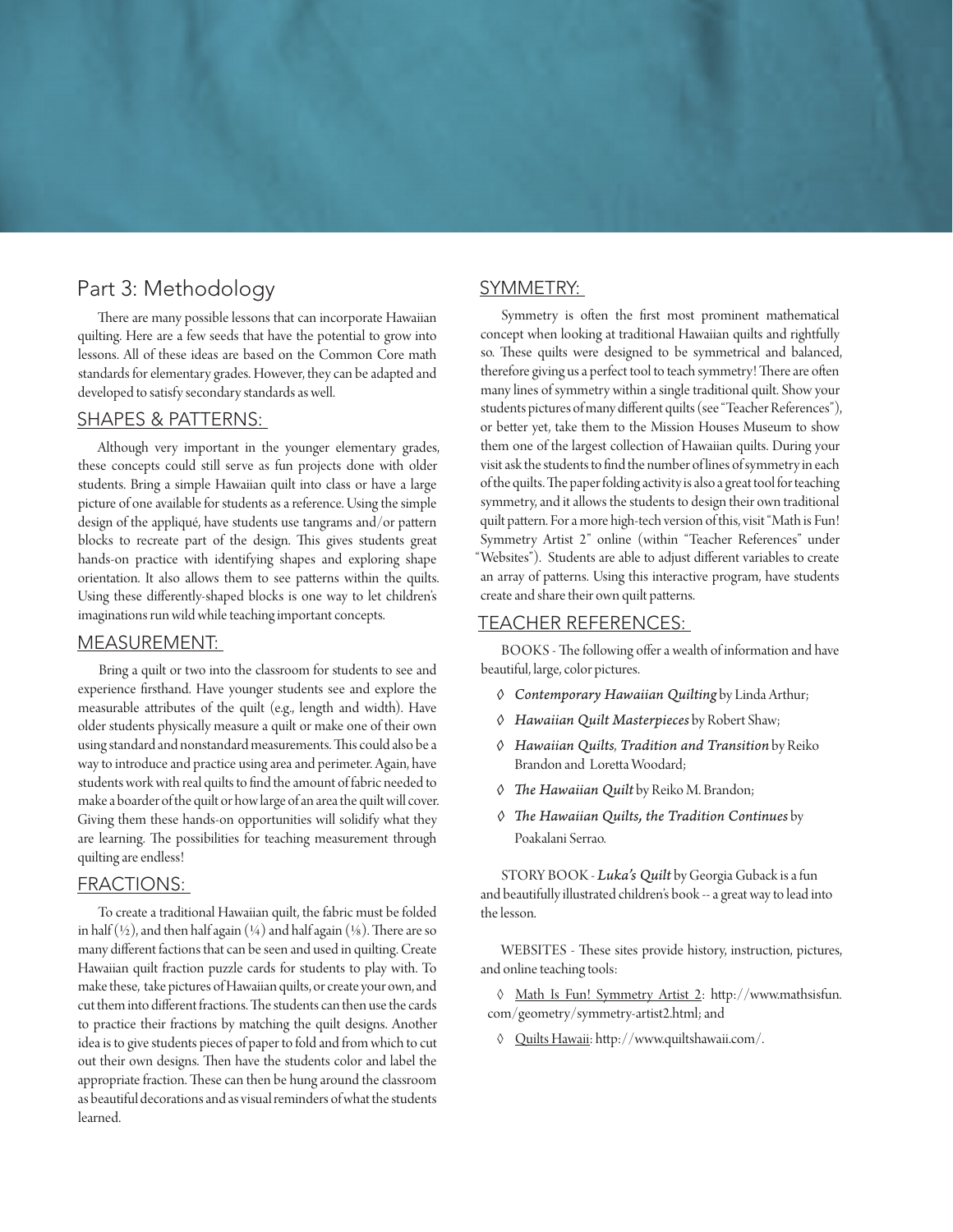# Part 3: Methodology

There are many possible lessons that can incorporate Hawaiian quilting. Here are a few seeds that have the potential to grow into lessons. All of these ideas are based on the Common Core math standards for elementary grades. However, they can be adapted and developed to satisfy secondary standards as well.

## SHAPES & PATTERNS:

Although very important in the younger elementary grades, these concepts could still serve as fun projects done with older students. Bring a simple Hawaiian quilt into class or have a large picture of one available for students as a reference. Using the simple design of the appliqué, have students use tangrams and/or pattern blocks to recreate part of the design. This gives students great hands-on practice with identifying shapes and exploring shape orientation. It also allows them to see patterns within the quilts. Using these differently-shaped blocks is one way to let children's imaginations run wild while teaching important concepts.

## MEASUREMENT:

Bring a quilt or two into the classroom for students to see and experience firsthand. Have younger students see and explore the measurable attributes of the quilt (e.g., length and width). Have older students physically measure a quilt or make one of their own using standard and nonstandard measurements. This could also be a way to introduce and practice using area and perimeter. Again, have students work with real quilts to find the amount of fabric needed to make a boarder of the quilt or how large of an area the quilt will cover. Giving them these hands-on opportunities will solidify what they are learning. The possibilities for teaching measurement through quilting are endless!

## FRACTIONS:

To create a traditional Hawaiian quilt, the fabric must be folded in half (½), and then half again (¼) and half again (⅛). There are so many different factions that can be seen and used in quilting. Create Hawaiian quilt fraction puzzle cards for students to play with. To make these, take pictures of Hawaiian quilts, or create your own, and cut them into different fractions. The students can then use the cards to practice their fractions by matching the quilt designs. Another idea is to give students pieces of paper to fold and from which to cut out their own designs. Then have the students color and label the appropriate fraction. These can then be hung around the classroom as beautiful decorations and as visual reminders of what the students learned.

## SYMMETRY:

Symmetry is often the first most prominent mathematical concept when looking at traditional Hawaiian quilts and rightfully so. These quilts were designed to be symmetrical and balanced, therefore giving us a perfect tool to teach symmetry! There are often many lines of symmetry within a single traditional quilt. Show your students pictures of many different quilts (see "Teacher References"), or better yet, take them to the Mission Houses Museum to show them one of the largest collection of Hawaiian quilts. During your visit ask the students to find the number of lines of symmetry in each of the quilts. The paper folding activity is also a great tool for teaching symmetry, and it allows the students to design their own traditional quilt pattern. For a more high-tech version of this, visit "Math is Fun! Symmetry Artist 2" online (within "Teacher References" under "Websites"). Students are able to adjust different variables to create an array of patterns. Using this interactive program, have students create and share their own quilt patterns.

## TEACHER REFERENCES:

BOOKS - The following offer a wealth of information and have beautiful, large, color pictures.

- ◊ *Contemporary Hawaiian Quilting* by Linda Arthur;
- ◊ *Hawaiian Quilt Masterpieces* by Robert Shaw;
- ◊ *Hawaiian Quilts, Tradition and Transition* by Reiko Brandon and Loretta Woodard;
- ◊ *The Hawaiian Quilt* by Reiko M. Brandon;
- ◊ *The Hawaiian Quilts, the Tradition Continues* by Poakalani Serrao.

STORY BOOK - ***Luka's Quilt*** by Georgia Guback is a fun and beautifully illustrated children's book -- a great way to lead into the lesson.

WEBSITES - These sites provide history, instruction, pictures, and online teaching tools:

- ◊ Math Is Fun! Symmetry Artist 2: http://www.mathsisfun.com/geometry/symmetry-artist2.html; and
- ◊ Quilts Hawaii: http://www.quiltshawaii.com/.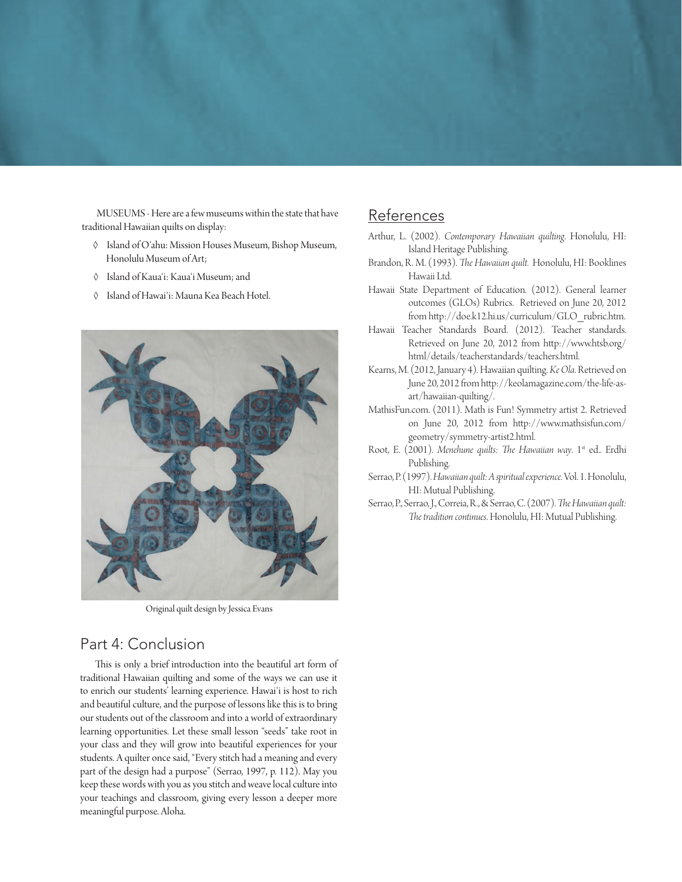MUSEUMS - Here are a few museums within the state that have traditional Hawaiian quilts on display:

- Island of O'ahu: Mission Houses Museum, Bishop Museum, Honolulu Museum of Art;
- Island of Kaua'i: Kaua'i Museum; and
- Island of Hawai'i: Mauna Kea Beach Hotel.

Original quilt design by Jessica Evans

## Part 4: Conclusion

This is only a brief introduction into the beautiful art form of traditional Hawaiian quilting and some of the ways we can use it to enrich our students' learning experience. Hawai'i is host to rich and beautiful culture, and the purpose of lessons like this is to bring our students out of the classroom and into a world of extraordinary learning opportunities. Let these small lesson "seeds" take root in your class and they will grow into beautiful experiences for your students. A quilter once said, "Every stitch had a meaning and every part of the design had a purpose" (Serrao, 1997, p. 112). May you keep these words with you as you stitch and weave local culture into your teachings and classroom, giving every lesson a deeper more meaningful purpose. Aloha.

## References

Arthur, L. (2002). *Contemporary Hawaiian quilting.* Honolulu, HI: Island Heritage Publishing.

Brandon, R. M. (1993). *The Hawaiian quilt.* Honolulu, HI: Booklines Hawaii Ltd.

Hawaii State Department of Education. (2012). General learner outcomes (GLOs) Rubrics. Retrieved on June 20, 2012 from http://doe.k12.hi.us/curriculum/GLO_rubric.htm.

Hawaii Teacher Standards Board. (2012). Teacher standards. Retrieved on June 20, 2012 from http://www.htsb.org/html/details/teacherstandards/teachers.html.

Kearns, M. (2012, January 4). Hawaiian quilting. *Ke Ola*. Retrieved on June 20, 2012 from http://keolamagazine.com/the-life-as-art/hawaiian-quilting/.

MathisFun.com. (2011). Math is Fun! Symmetry artist 2. Retrieved on June 20, 2012 from http://www.mathsisfun.com/geometry/symmetry-artist2.html.

Root, E. (2001). *Menehune quilts: The Hawaiian way.* 1st ed.. Erdhi Publishing.

Serrao, P. (1997). *Hawaiian quilt: A spiritual experience.* Vol. 1. Honolulu, HI: Mutual Publishing.

Serrao, P., Serrao, J., Correia, R., & Serrao, C. (2007). *The Hawaiian quilt: The tradition continues.* Honolulu, HI: Mutual Publishing.